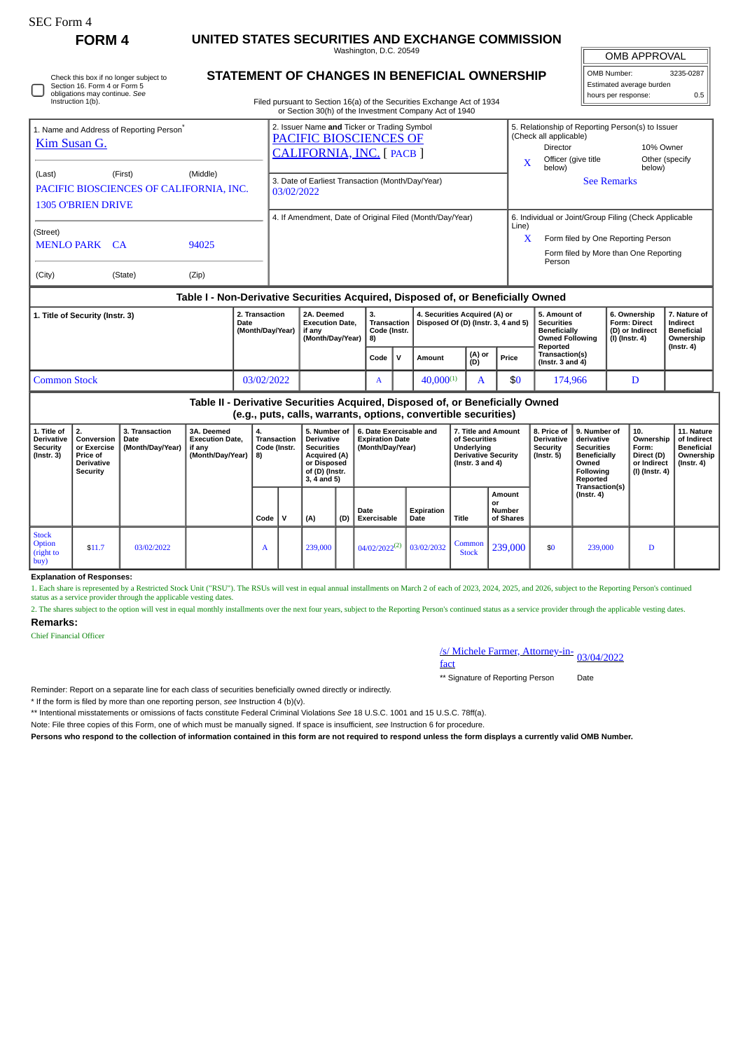SEC Form 4

# FORM 4

## UNITED STATES SECURITIES AND EXCHANGE COMMISSION

Washington, D.C. 20549

## STATEMENT OF CHANGES IN BENEFICIAL OWNERSHIP

Check this box if no longer subject to Section 16. Form 4 or Form 5 obligations may continue. *See* Instruction 1(b).

Filed pursuant to Section 16(a) of the Securities Exchange Act of 1934 or Section 30(h) of the Investment Company Act of 1940

| OMB APPROVAL | |
|---|---|
| OMB Number: | 3235-0287 |
| Estimated average burden | |
| hours per response: | 0.5 |

**1. Name and Address of Reporting Person***

Kim Susan G.

(Last) (First) (Middle)

PACIFIC BIOSCIENCES OF CALIFORNIA, INC.
1305 O'BRIEN DRIVE

(Street)

MENLO PARK CA 94025

(City) (State) (Zip)

**2. Issuer Name and Ticker or Trading Symbol**

PACIFIC BIOSCIENCES OF CALIFORNIA, INC. [ PACB ]

**3. Date of Earliest Transaction (Month/Day/Year)**

03/02/2022

**4. If Amendment, Date of Original Filed (Month/Day/Year)**

**5. Relationship of Reporting Person(s) to Issuer (Check all applicable)**

Director | 10% Owner
X Officer (give title below) | Other (specify below)

See Remarks

**6. Individual or Joint/Group Filing (Check Applicable Line)**

X Form filed by One Reporting Person

Form filed by More than One Reporting Person

### Table I - Non-Derivative Securities Acquired, Disposed of, or Beneficially Owned

| 1. Title of Security (Instr. 3) | 2. Transaction Date (Month/Day/Year) | 2A. Deemed Execution Date, if any (Month/Day/Year) | 3. Transaction Code (Instr. 8) | | 4. Securities Acquired (A) or Disposed Of (D) (Instr. 3, 4 and 5) | | | 5. Amount of Securities Beneficially Owned Following Reported Transaction(s) (Instr. 3 and 4) | 6. Ownership Form: Direct (D) or Indirect (I) (Instr. 4) | 7. Nature of Indirect Beneficial Ownership (Instr. 4) |
|---|---|---|---|---|---|---|---|---|---|---|
| | | | Code | V | Amount | (A) or (D) | Price | | | |
| Common Stock | 03/02/2022 | | A | | 40,000[1] | A | $0 | 174,966 | D | |

### Table II - Derivative Securities Acquired, Disposed of, or Beneficially Owned (e.g., puts, calls, warrants, options, convertible securities)

| 1. Title of Derivative Security (Instr. 3) | 2. Conversion or Exercise Price of Derivative Security | 3. Transaction Date (Month/Day/Year) | 3A. Deemed Execution Date, if any (Month/Day/Year) | 4. Transaction Code (Instr. 8) | | 5. Number of Derivative Securities Acquired (A) or Disposed of (D) (Instr. 3, 4 and 5) | | 6. Date Exercisable and Expiration Date | | 7. Title and Amount of Securities Underlying Derivative Security (Instr. 3 and 4) | | 8. Price of Derivative Security (Instr. 5) | 9. Number of derivative Securities Beneficially Owned Following Reported Transaction(s) (Instr. 4) | 10. Ownership Form: Direct (D) or Indirect (I) (Instr. 4) | 11. Nature of Indirect Beneficial Ownership (Instr. 4) |
|---|---|---|---|---|---|---|---|---|---|---|---|---|---|---|---|
| | | | | Code | V | (A) | (D) | Date Exercisable | Expiration Date | Title | Amount or Number of Shares | | | | |
| Stock Option (right to buy) | $11.7 | 03/02/2022 | | A | | 239,000 | | 04/02/2022[2] | 03/02/2032 | Common Stock | 239,000 | $0 | 239,000 | D | |

**Explanation of Responses:**

1. Each share is represented by a Restricted Stock Unit ("RSU"). The RSUs will vest in equal annual installments on March 2 of each of 2023, 2024, 2025, and 2026, subject to the Reporting Person's continued status as a service provider through the applicable vesting dates.

2. The shares subject to the option will vest in equal monthly installments over the next four years, subject to the Reporting Person's continued status as a service provider through the applicable vesting dates.

**Remarks:**

Chief Financial Officer

/s/ Michele Farmer, Attorney-in-fact 03/04/2022

** Signature of Reporting Person Date

Reminder: Report on a separate line for each class of securities beneficially owned directly or indirectly.

* If the form is filed by more than one reporting person, *see* Instruction 4 (b)(v).

** Intentional misstatements or omissions of facts constitute Federal Criminal Violations *See* 18 U.S.C. 1001 and 15 U.S.C. 78ff(a).

Note: File three copies of this Form, one of which must be manually signed. If space is insufficient, *see* Instruction 6 for procedure.

**Persons who respond to the collection of information contained in this form are not required to respond unless the form displays a currently valid OMB Number.**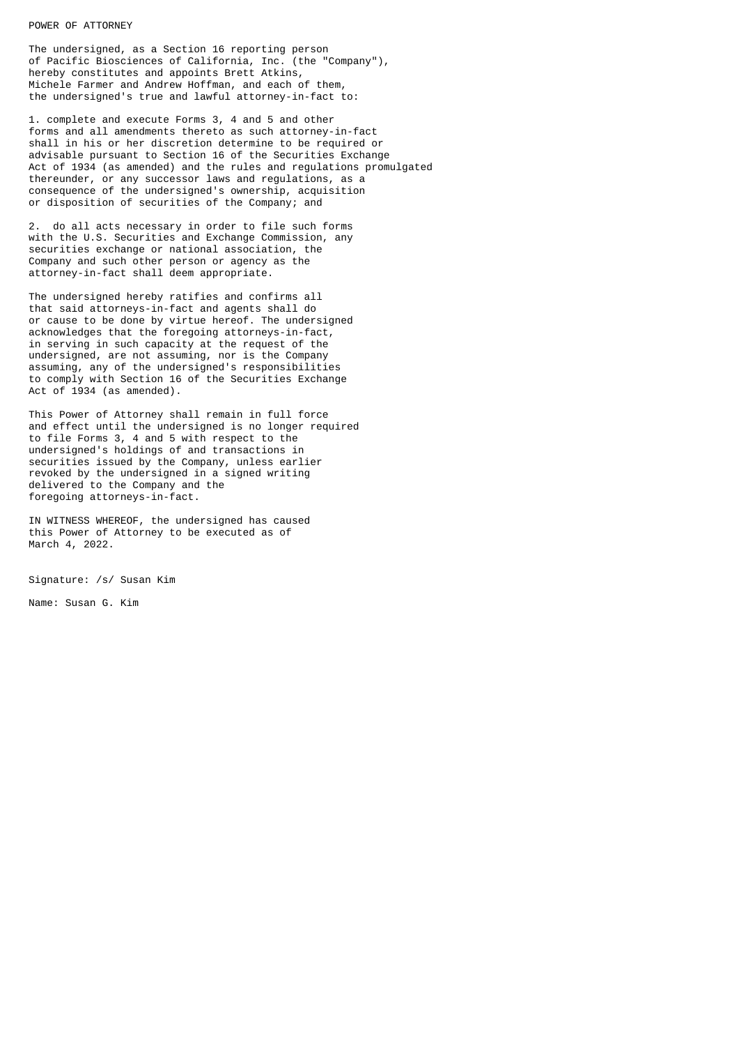# POWER OF ATTORNEY

The undersigned, as a Section 16 reporting person of Pacific Biosciences of California, Inc. (the "Company"), hereby constitutes and appoints Brett Atkins, Michele Farmer and Andrew Hoffman, and each of them, the undersigned's true and lawful attorney-in-fact to:

1. complete and execute Forms 3, 4 and 5 and other forms and all amendments thereto as such attorney-in-fact shall in his or her discretion determine to be required or advisable pursuant to Section 16 of the Securities Exchange Act of 1934 (as amended) and the rules and regulations promulgated thereunder, or any successor laws and regulations, as a consequence of the undersigned's ownership, acquisition or disposition of securities of the Company; and

2. do all acts necessary in order to file such forms with the U.S. Securities and Exchange Commission, any securities exchange or national association, the Company and such other person or agency as the attorney-in-fact shall deem appropriate.

The undersigned hereby ratifies and confirms all that said attorneys-in-fact and agents shall do or cause to be done by virtue hereof. The undersigned acknowledges that the foregoing attorneys-in-fact, in serving in such capacity at the request of the undersigned, are not assuming, nor is the Company assuming, any of the undersigned's responsibilities to comply with Section 16 of the Securities Exchange Act of 1934 (as amended).

This Power of Attorney shall remain in full force and effect until the undersigned is no longer required to file Forms 3, 4 and 5 with respect to the undersigned's holdings of and transactions in securities issued by the Company, unless earlier revoked by the undersigned in a signed writing delivered to the Company and the foregoing attorneys-in-fact.

IN WITNESS WHEREOF, the undersigned has caused this Power of Attorney to be executed as of March 4, 2022.

Signature: /s/ Susan Kim

Name: Susan G. Kim